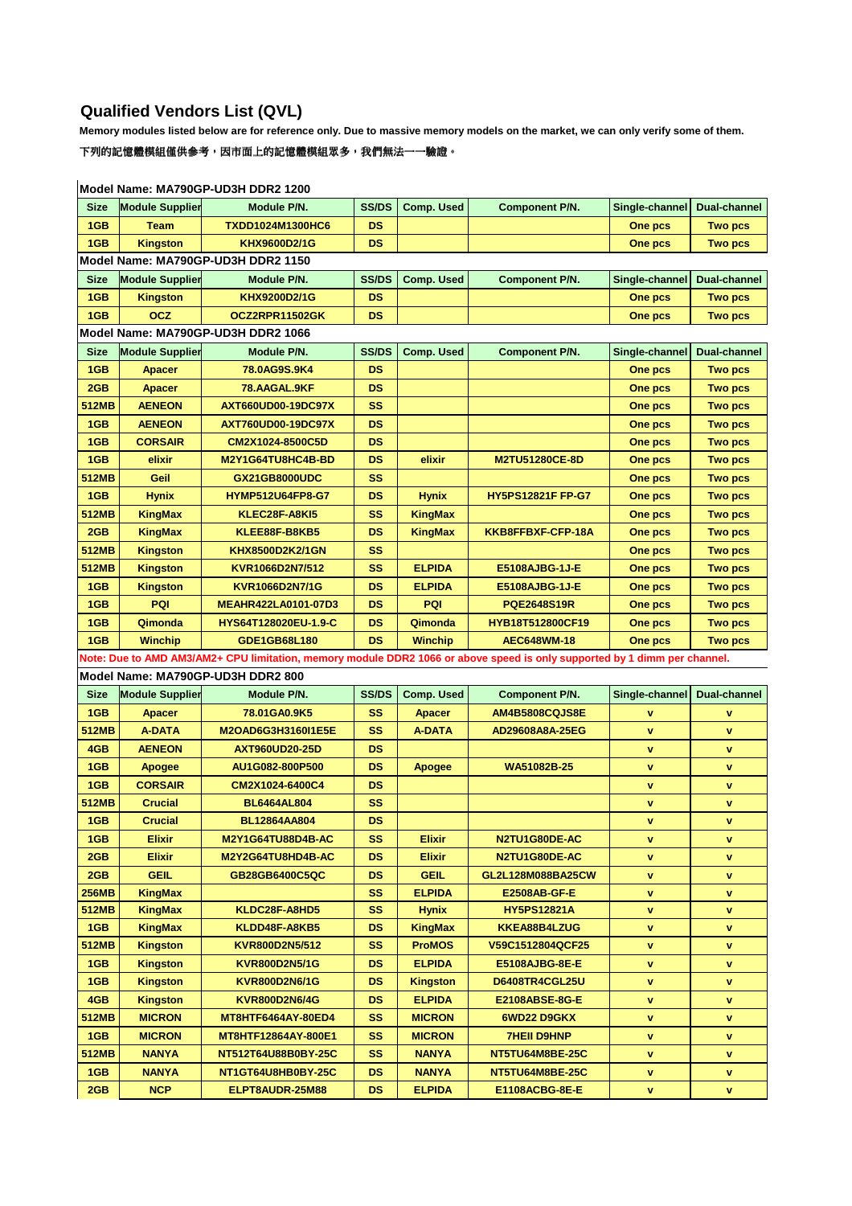## Qualified Vendors List (QVL)

**Memory modules listed below are for reference only. Due to massive memory models on the market, we can only verify some of them.**

**下列的記憶體模組僅供參考，因市面上的記憶體模組眾多，我們無法一一驗證。**

**Model Name: MA790GP-UD3H DDR2 1200**

| Size | Module Supplier | Module P/N. | SS/DS | Comp. Used | Component P/N. | Single-channel | Dual-channel |
|---|---|---|---|---|---|---|---|
| 1GB | Team | TXDD1024M1300HC6 | DS | | | One pcs | Two pcs |
| 1GB | Kingston | KHX9600D2/1G | DS | | | One pcs | Two pcs |

**Model Name: MA790GP-UD3H DDR2 1150**

| Size | Module Supplier | Module P/N. | SS/DS | Comp. Used | Component P/N. | Single-channel | Dual-channel |
|---|---|---|---|---|---|---|---|
| 1GB | Kingston | KHX9200D2/1G | DS | | | One pcs | Two pcs |
| 1GB | OCZ | OCZ2RPR11502GK | DS | | | One pcs | Two pcs |

**Model Name: MA790GP-UD3H DDR2 1066**

| Size | Module Supplier | Module P/N. | SS/DS | Comp. Used | Component P/N. | Single-channel | Dual-channel |
|---|---|---|---|---|---|---|---|
| 1GB | Apacer | 78.0AG9S.9K4 | DS | | | One pcs | Two pcs |
| 2GB | Apacer | 78.AAGAL.9KF | DS | | | One pcs | Two pcs |
| 512MB | AENEON | AXT660UD00-19DC97X | SS | | | One pcs | Two pcs |
| 1GB | AENEON | AXT760UD00-19DC97X | DS | | | One pcs | Two pcs |
| 1GB | CORSAIR | CM2X1024-8500C5D | DS | | | One pcs | Two pcs |
| 1GB | elixir | M2Y1G64TU8HC4B-BD | DS | elixir | M2TU51280CE-8D | One pcs | Two pcs |
| 512MB | Geil | GX21GB8000UDC | SS | | | One pcs | Two pcs |
| 1GB | Hynix | HYMP512U64FP8-G7 | DS | Hynix | HY5PS12821F FP-G7 | One pcs | Two pcs |
| 512MB | KingMax | KLEC28F-A8KI5 | SS | KingMax | | One pcs | Two pcs |
| 2GB | KingMax | KLEE88F-B8KB5 | DS | KingMax | KKB8FFBXF-CFP-18A | One pcs | Two pcs |
| 512MB | Kingston | KHX8500D2K2/1GN | SS | | | One pcs | Two pcs |
| 512MB | Kingston | KVR1066D2N7/512 | SS | ELPIDA | E5108AJBG-1J-E | One pcs | Two pcs |
| 1GB | Kingston | KVR1066D2N7/1G | DS | ELPIDA | E5108AJBG-1J-E | One pcs | Two pcs |
| 1GB | PQI | MEAHR422LA0101-07D3 | DS | PQI | PQE2648S19R | One pcs | Two pcs |
| 1GB | Qimonda | HYS64T128020EU-1.9-C | DS | Qimonda | HYB18T512800CF19 | One pcs | Two pcs |
| 1GB | Winchip | GDE1GB68L180 | DS | Winchip | AEC648WM-18 | One pcs | Two pcs |

**Note: Due to AMD AM3/AM2+ CPU limitation, memory module DDR2 1066 or above speed is only supported by 1 dimm per channel.**

**Model Name: MA790GP-UD3H DDR2 800**

| Size | Module Supplier | Module P/N. | SS/DS | Comp. Used | Component P/N. | Single-channel | Dual-channel |
|---|---|---|---|---|---|---|---|
| 1GB | Apacer | 78.01GA0.9K5 | SS | Apacer | AM4B5808CQJS8E | v | v |
| 512MB | A-DATA | M2OAD6G3H3160I1E5E | SS | A-DATA | AD29608A8A-25EG | v | v |
| 4GB | AENEON | AXT960UD20-25D | DS | | | v | v |
| 1GB | Apogee | AU1G082-800P500 | DS | Apogee | WA51082B-25 | v | v |
| 1GB | CORSAIR | CM2X1024-6400C4 | DS | | | v | v |
| 512MB | Crucial | BL6464AL804 | SS | | | v | v |
| 1GB | Crucial | BL12864AA804 | DS | | | v | v |
| 1GB | Elixir | M2Y1G64TU88D4B-AC | SS | Elixir | N2TU1G80DE-AC | v | v |
| 2GB | Elixir | M2Y2G64TU8HD4B-AC | DS | Elixir | N2TU1G80DE-AC | v | v |
| 2GB | GEIL | GB28GB6400C5QC | DS | GEIL | GL2L128M088BA25CW | v | v |
| 256MB | KingMax | | SS | ELPIDA | E2508AB-GF-E | v | v |
| 512MB | KingMax | KLDC28F-A8HD5 | SS | Hynix | HY5PS12821A | v | v |
| 1GB | KingMax | KLDD48F-A8KB5 | DS | KingMax | KKEA88B4LZUG | v | v |
| 512MB | Kingston | KVR800D2N5/512 | SS | ProMOS | V59C1512804QCF25 | v | v |
| 1GB | Kingston | KVR800D2N5/1G | DS | ELPIDA | E5108AJBG-8E-E | v | v |
| 1GB | Kingston | KVR800D2N6/1G | DS | Kingston | D6408TR4CGL25U | v | v |
| 4GB | Kingston | KVR800D2N6/4G | DS | ELPIDA | E2108ABSE-8G-E | v | v |
| 512MB | MICRON | MT8HTF6464AY-80ED4 | SS | MICRON | 6WD22 D9GKX | v | v |
| 1GB | MICRON | MT8HTF12864AY-800E1 | SS | MICRON | 7HEII D9HNP | v | v |
| 512MB | NANYA | NT512T64U88B0BY-25C | SS | NANYA | NT5TU64M8BE-25C | v | v |
| 1GB | NANYA | NT1GT64U8HB0BY-25C | DS | NANYA | NT5TU64M8BE-25C | v | v |
| 2GB | NCP | ELPT8AUDR-25M88 | DS | ELPIDA | E1108ACBG-8E-E | v | v |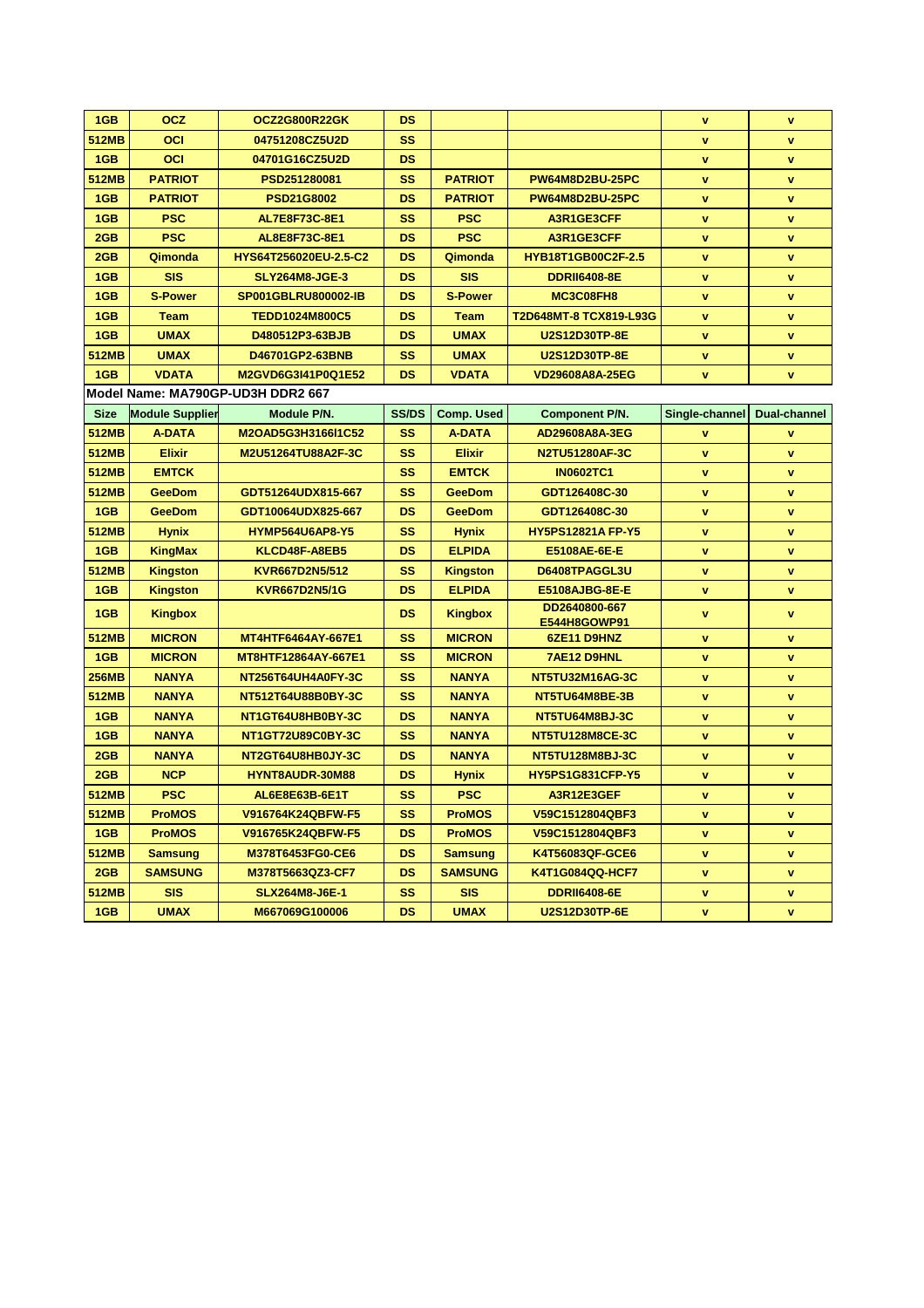| | | | | | | | |
|---|---|---|---|---|---|---|---|
| 1GB | OCZ | OCZ2G800R22GK | DS | | | v | v |
| 512MB | OCI | 04751208CZ5U2D | SS | | | v | v |
| 1GB | OCI | 04701G16CZ5U2D | DS | | | v | v |
| 512MB | PATRIOT | PSD251280081 | SS | PATRIOT | PW64M8D2BU-25PC | v | v |
| 1GB | PATRIOT | PSD21G8002 | DS | PATRIOT | PW64M8D2BU-25PC | v | v |
| 1GB | PSC | AL7E8F73C-8E1 | SS | PSC | A3R1GE3CFF | v | v |
| 2GB | PSC | AL8E8F73C-8E1 | DS | PSC | A3R1GE3CFF | v | v |
| 2GB | Qimonda | HYS64T256020EU-2.5-C2 | DS | Qimonda | HYB18T1GB00C2F-2.5 | v | v |
| 1GB | SIS | SLY264M8-JGE-3 | DS | SIS | DDRII6408-8E | v | v |
| 1GB | S-Power | SP001GBLRU800002-IB | DS | S-Power | MC3C08FH8 | v | v |
| 1GB | Team | TEDD1024M800C5 | DS | Team | T2D648MT-8 TCX819-L93G | v | v |
| 1GB | UMAX | D480512P3-63BJB | DS | UMAX | U2S12D30TP-8E | v | v |
| 512MB | UMAX | D46701GP2-63BNB | SS | UMAX | U2S12D30TP-8E | v | v |
| 1GB | VDATA | M2GVD6G3I41P0Q1E52 | DS | VDATA | VD29608A8A-25EG | v | v |

**Model Name: MA790GP-UD3H DDR2 667**

| Size | Module Supplier | Module P/N. | SS/DS | Comp. Used | Component P/N. | Single-channel | Dual-channel |
|---|---|---|---|---|---|---|---|
| 512MB | A-DATA | M2OAD5G3H3166I1C52 | SS | A-DATA | AD29608A8A-3EG | v | v |
| 512MB | Elixir | M2U51264TU88A2F-3C | SS | Elixir | N2TU51280AF-3C | v | v |
| 512MB | EMTCK | | SS | EMTCK | IN0602TC1 | v | v |
| 512MB | GeeDom | GDT51264UDX815-667 | SS | GeeDom | GDT126408C-30 | v | v |
| 1GB | GeeDom | GDT10064UDX825-667 | DS | GeeDom | GDT126408C-30 | v | v |
| 512MB | Hynix | HYMP564U6AP8-Y5 | SS | Hynix | HY5PS12821A FP-Y5 | v | v |
| 1GB | KingMax | KLCD48F-A8EB5 | DS | ELPIDA | E5108AE-6E-E | v | v |
| 512MB | Kingston | KVR667D2N5/512 | SS | Kingston | D6408TPAGGL3U | v | v |
| 1GB | Kingston | KVR667D2N5/1G | DS | ELPIDA | E5108AJBG-8E-E | v | v |
| 1GB | Kingbox | | DS | Kingbox | DD2640800-667 E544H8GOWP91 | v | v |
| 512MB | MICRON | MT4HTF6464AY-667E1 | SS | MICRON | 6ZE11 D9HNZ | v | v |
| 1GB | MICRON | MT8HTF12864AY-667E1 | SS | MICRON | 7AE12 D9HNL | v | v |
| 256MB | NANYA | NT256T64UH4A0FY-3C | SS | NANYA | NT5TU32M16AG-3C | v | v |
| 512MB | NANYA | NT512T64U88B0BY-3C | SS | NANYA | NT5TU64M8BE-3B | v | v |
| 1GB | NANYA | NT1GT64U8HB0BY-3C | DS | NANYA | NT5TU64M8BJ-3C | v | v |
| 1GB | NANYA | NT1GT72U89C0BY-3C | SS | NANYA | NT5TU128M8CE-3C | v | v |
| 2GB | NANYA | NT2GT64U8HB0JY-3C | DS | NANYA | NT5TU128M8BJ-3C | v | v |
| 2GB | NCP | HYNT8AUDR-30M88 | DS | Hynix | HY5PS1G831CFP-Y5 | v | v |
| 512MB | PSC | AL6E8E63B-6E1T | SS | PSC | A3R12E3GEF | v | v |
| 512MB | ProMOS | V916764K24QBFW-F5 | SS | ProMOS | V59C1512804QBF3 | v | v |
| 1GB | ProMOS | V916765K24QBFW-F5 | DS | ProMOS | V59C1512804QBF3 | v | v |
| 512MB | Samsung | M378T6453FG0-CE6 | SS | Samsung | K4T56083QF-GCE6 | v | v |
| 2GB | SAMSUNG | M378T5663QZ3-CF7 | DS | SAMSUNG | K4T1G084QQ-HCF7 | v | v |
| 512MB | SIS | SLX264M8-J6E-1 | SS | SIS | DDRII6408-6E | v | v |
| 1GB | UMAX | M667069G100006 | DS | UMAX | U2S12D30TP-6E | v | v |